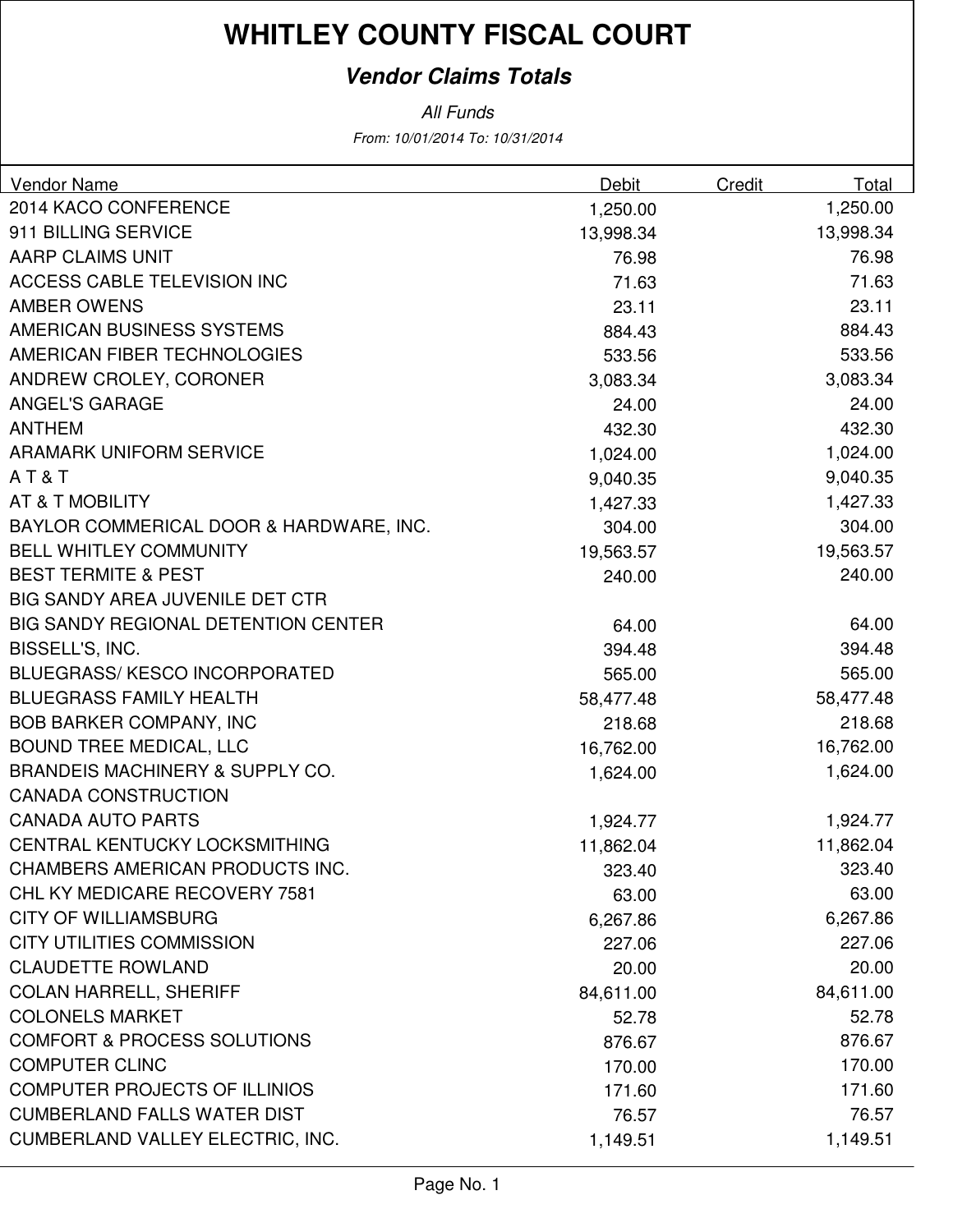# WHITLEY COUNTY FISCAL COURT

## *Vendor Claims Totals*

*All Funds*

*From: 10/01/2014 To: 10/31/2014*

| Vendor Name | Debit | Credit | Total |
|---|---|---|---|
| 2014 KACO CONFERENCE | 1,250.00 | | 1,250.00 |
| 911 BILLING SERVICE | 13,998.34 | | 13,998.34 |
| AARP CLAIMS UNIT | 76.98 | | 76.98 |
| ACCESS CABLE TELEVISION INC | 71.63 | | 71.63 |
| AMBER OWENS | 23.11 | | 23.11 |
| AMERICAN BUSINESS SYSTEMS | 884.43 | | 884.43 |
| AMERICAN FIBER TECHNOLOGIES | 533.56 | | 533.56 |
| ANDREW CROLEY, CORONER | 3,083.34 | | 3,083.34 |
| ANGEL'S GARAGE | 24.00 | | 24.00 |
| ANTHEM | 432.30 | | 432.30 |
| ARAMARK UNIFORM SERVICE | 1,024.00 | | 1,024.00 |
| A T & T | 9,040.35 | | 9,040.35 |
| AT & T MOBILITY | 1,427.33 | | 1,427.33 |
| BAYLOR COMMERICAL DOOR & HARDWARE, INC. | 304.00 | | 304.00 |
| BELL WHITLEY COMMUNITY | 19,563.57 | | 19,563.57 |
| BEST TERMITE & PEST | 240.00 | | 240.00 |
| BIG SANDY AREA JUVENILE DET CTR | | | |
| BIG SANDY REGIONAL DETENTION CENTER | 64.00 | | 64.00 |
| BISSELL'S, INC. | 394.48 | | 394.48 |
| BLUEGRASS/ KESCO INCORPORATED | 565.00 | | 565.00 |
| BLUEGRASS FAMILY HEALTH | 58,477.48 | | 58,477.48 |
| BOB BARKER COMPANY, INC | 218.68 | | 218.68 |
| BOUND TREE MEDICAL, LLC | 16,762.00 | | 16,762.00 |
| BRANDEIS MACHINERY & SUPPLY CO. | 1,624.00 | | 1,624.00 |
| CANADA CONSTRUCTION | | | |
| CANADA AUTO PARTS | 1,924.77 | | 1,924.77 |
| CENTRAL KENTUCKY LOCKSMITHING | 11,862.04 | | 11,862.04 |
| CHAMBERS AMERICAN PRODUCTS INC. | 323.40 | | 323.40 |
| CHL KY MEDICARE RECOVERY 7581 | 63.00 | | 63.00 |
| CITY OF WILLIAMSBURG | 6,267.86 | | 6,267.86 |
| CITY UTILITIES COMMISSION | 227.06 | | 227.06 |
| CLAUDETTE ROWLAND | 20.00 | | 20.00 |
| COLAN HARRELL, SHERIFF | 84,611.00 | | 84,611.00 |
| COLONELS MARKET | 52.78 | | 52.78 |
| COMFORT & PROCESS SOLUTIONS | 876.67 | | 876.67 |
| COMPUTER CLINC | 170.00 | | 170.00 |
| COMPUTER PROJECTS OF ILLINIOS | 171.60 | | 171.60 |
| CUMBERLAND FALLS WATER DIST | 76.57 | | 76.57 |
| CUMBERLAND VALLEY ELECTRIC, INC. | 1,149.51 | | 1,149.51 |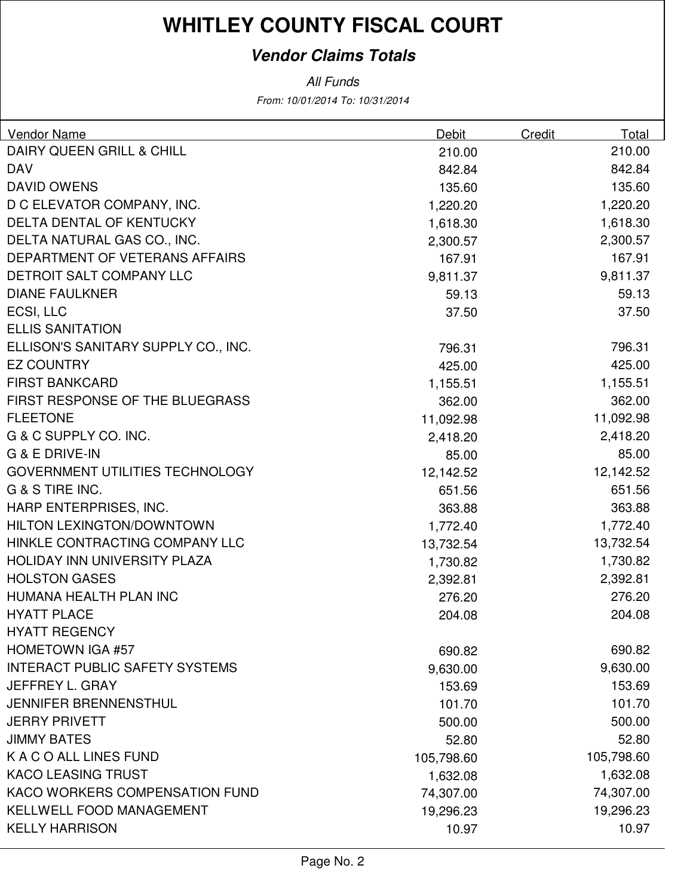# WHITLEY COUNTY FISCAL COURT

## *Vendor Claims Totals*

*All Funds*

*From: 10/01/2014 To: 10/31/2014*

| Vendor Name | Debit | Credit | Total |
|---|---|---|---|
| DAIRY QUEEN GRILL & CHILL | 210.00 | | 210.00 |
| DAV | 842.84 | | 842.84 |
| DAVID OWENS | 135.60 | | 135.60 |
| D C ELEVATOR COMPANY, INC. | 1,220.20 | | 1,220.20 |
| DELTA DENTAL OF KENTUCKY | 1,618.30 | | 1,618.30 |
| DELTA NATURAL GAS CO., INC. | 2,300.57 | | 2,300.57 |
| DEPARTMENT OF VETERANS AFFAIRS | 167.91 | | 167.91 |
| DETROIT SALT COMPANY LLC | 9,811.37 | | 9,811.37 |
| DIANE FAULKNER | 59.13 | | 59.13 |
| ECSI, LLC | 37.50 | | 37.50 |
| ELLIS SANITATION | | | |
| ELLISON'S SANITARY SUPPLY CO., INC. | 796.31 | | 796.31 |
| EZ COUNTRY | 425.00 | | 425.00 |
| FIRST BANKCARD | 1,155.51 | | 1,155.51 |
| FIRST RESPONSE OF THE BLUEGRASS | 362.00 | | 362.00 |
| FLEETONE | 11,092.98 | | 11,092.98 |
| G & C SUPPLY CO. INC. | 2,418.20 | | 2,418.20 |
| G & E DRIVE-IN | 85.00 | | 85.00 |
| GOVERNMENT UTILITIES TECHNOLOGY | 12,142.52 | | 12,142.52 |
| G & S TIRE INC. | 651.56 | | 651.56 |
| HARP ENTERPRISES, INC. | 363.88 | | 363.88 |
| HILTON LEXINGTON/DOWNTOWN | 1,772.40 | | 1,772.40 |
| HINKLE CONTRACTING COMPANY LLC | 13,732.54 | | 13,732.54 |
| HOLIDAY INN UNIVERSITY PLAZA | 1,730.82 | | 1,730.82 |
| HOLSTON GASES | 2,392.81 | | 2,392.81 |
| HUMANA HEALTH PLAN INC | 276.20 | | 276.20 |
| HYATT PLACE | 204.08 | | 204.08 |
| HYATT REGENCY | | | |
| HOMETOWN IGA #57 | 690.82 | | 690.82 |
| INTERACT PUBLIC SAFETY SYSTEMS | 9,630.00 | | 9,630.00 |
| JEFFREY L. GRAY | 153.69 | | 153.69 |
| JENNIFER BRENNENSTHUL | 101.70 | | 101.70 |
| JERRY PRIVETT | 500.00 | | 500.00 |
| JIMMY BATES | 52.80 | | 52.80 |
| K A C O ALL LINES FUND | 105,798.60 | | 105,798.60 |
| KACO LEASING TRUST | 1,632.08 | | 1,632.08 |
| KACO WORKERS COMPENSATION FUND | 74,307.00 | | 74,307.00 |
| KELLWELL FOOD MANAGEMENT | 19,296.23 | | 19,296.23 |
| KELLY HARRISON | 10.97 | | 10.97 |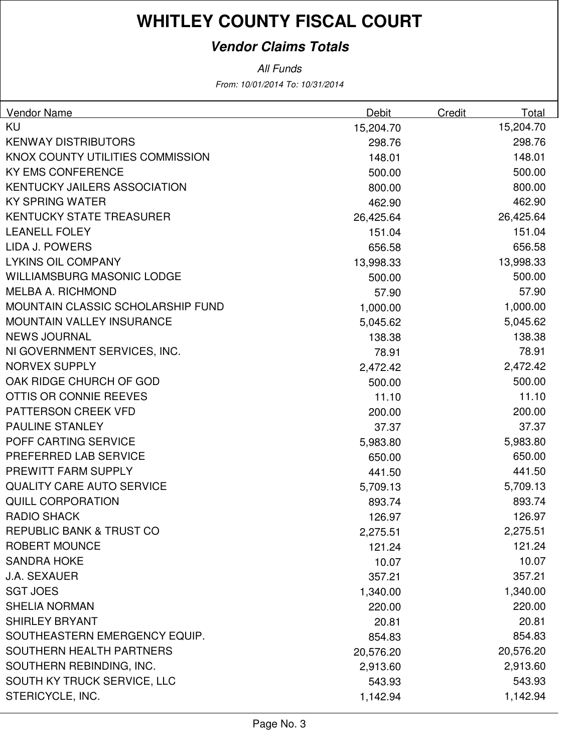# WHITLEY COUNTY FISCAL COURT

## *Vendor Claims Totals*

*All Funds*

*From: 10/01/2014 To: 10/31/2014*

| Vendor Name | Debit | Credit | Total |
|---|---|---|---|
| KU | 15,204.70 | | 15,204.70 |
| KENWAY DISTRIBUTORS | 298.76 | | 298.76 |
| KNOX COUNTY UTILITIES COMMISSION | 148.01 | | 148.01 |
| KY EMS CONFERENCE | 500.00 | | 500.00 |
| KENTUCKY JAILERS ASSOCIATION | 800.00 | | 800.00 |
| KY SPRING WATER | 462.90 | | 462.90 |
| KENTUCKY STATE TREASURER | 26,425.64 | | 26,425.64 |
| LEANELL FOLEY | 151.04 | | 151.04 |
| LIDA J. POWERS | 656.58 | | 656.58 |
| LYKINS OIL COMPANY | 13,998.33 | | 13,998.33 |
| WILLIAMSBURG MASONIC LODGE | 500.00 | | 500.00 |
| MELBA A. RICHMOND | 57.90 | | 57.90 |
| MOUNTAIN CLASSIC SCHOLARSHIP FUND | 1,000.00 | | 1,000.00 |
| MOUNTAIN VALLEY INSURANCE | 5,045.62 | | 5,045.62 |
| NEWS JOURNAL | 138.38 | | 138.38 |
| NI GOVERNMENT SERVICES, INC. | 78.91 | | 78.91 |
| NORVEX SUPPLY | 2,472.42 | | 2,472.42 |
| OAK RIDGE CHURCH OF GOD | 500.00 | | 500.00 |
| OTTIS OR CONNIE REEVES | 11.10 | | 11.10 |
| PATTERSON CREEK VFD | 200.00 | | 200.00 |
| PAULINE STANLEY | 37.37 | | 37.37 |
| POFF CARTING SERVICE | 5,983.80 | | 5,983.80 |
| PREFERRED LAB SERVICE | 650.00 | | 650.00 |
| PREWITT FARM SUPPLY | 441.50 | | 441.50 |
| QUALITY CARE AUTO SERVICE | 5,709.13 | | 5,709.13 |
| QUILL CORPORATION | 893.74 | | 893.74 |
| RADIO SHACK | 126.97 | | 126.97 |
| REPUBLIC BANK & TRUST CO | 2,275.51 | | 2,275.51 |
| ROBERT MOUNCE | 121.24 | | 121.24 |
| SANDRA HOKE | 10.07 | | 10.07 |
| J.A. SEXAUER | 357.21 | | 357.21 |
| SGT JOES | 1,340.00 | | 1,340.00 |
| SHELIA NORMAN | 220.00 | | 220.00 |
| SHIRLEY BRYANT | 20.81 | | 20.81 |
| SOUTHEASTERN EMERGENCY EQUIP. | 854.83 | | 854.83 |
| SOUTHERN HEALTH PARTNERS | 20,576.20 | | 20,576.20 |
| SOUTHERN REBINDING, INC. | 2,913.60 | | 2,913.60 |
| SOUTH KY TRUCK SERVICE, LLC | 543.93 | | 543.93 |
| STERICYCLE, INC. | 1,142.94 | | 1,142.94 |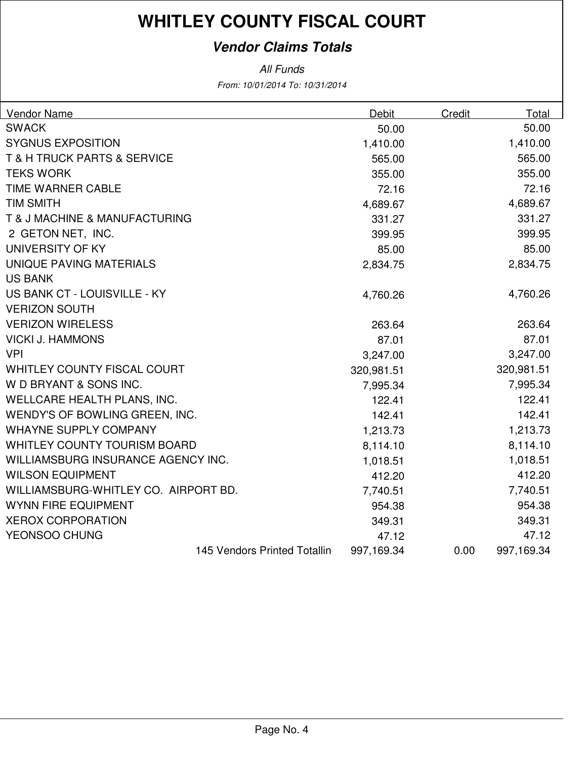# WHITLEY COUNTY FISCAL COURT

## *Vendor Claims Totals*

*All Funds*

*From: 10/01/2014 To: 10/31/2014*

| Vendor Name | Debit | Credit | Total |
|---|---|---|---|
| SWACK | 50.00 | | 50.00 |
| SYGNUS EXPOSITION | 1,410.00 | | 1,410.00 |
| T & H TRUCK PARTS & SERVICE | 565.00 | | 565.00 |
| TEKS WORK | 355.00 | | 355.00 |
| TIME WARNER CABLE | 72.16 | | 72.16 |
| TIM SMITH | 4,689.67 | | 4,689.67 |
| T & J MACHINE & MANUFACTURING | 331.27 | | 331.27 |
| 2 GETON NET, INC. | 399.95 | | 399.95 |
| UNIVERSITY OF KY | 85.00 | | 85.00 |
| UNIQUE PAVING MATERIALS | 2,834.75 | | 2,834.75 |
| US BANK | | | |
| US BANK CT - LOUISVILLE - KY | 4,760.26 | | 4,760.26 |
| VERIZON SOUTH | | | |
| VERIZON WIRELESS | 263.64 | | 263.64 |
| VICKI J. HAMMONS | 87.01 | | 87.01 |
| VPI | 3,247.00 | | 3,247.00 |
| WHITLEY COUNTY FISCAL COURT | 320,981.51 | | 320,981.51 |
| W D BRYANT & SONS INC. | 7,995.34 | | 7,995.34 |
| WELLCARE HEALTH PLANS, INC. | 122.41 | | 122.41 |
| WENDY'S OF BOWLING GREEN, INC. | 142.41 | | 142.41 |
| WHAYNE SUPPLY COMPANY | 1,213.73 | | 1,213.73 |
| WHITLEY COUNTY TOURISM BOARD | 8,114.10 | | 8,114.10 |
| WILLIAMSBURG INSURANCE AGENCY INC. | 1,018.51 | | 1,018.51 |
| WILSON EQUIPMENT | 412.20 | | 412.20 |
| WILLIAMSBURG-WHITLEY CO. AIRPORT BD. | 7,740.51 | | 7,740.51 |
| WYNN FIRE EQUIPMENT | 954.38 | | 954.38 |
| XEROX CORPORATION | 349.31 | | 349.31 |
| YEONSOO CHUNG | 47.12 | | 47.12 |
| 145 Vendors Printed Totallin | 997,169.34 | 0.00 | 997,169.34 |